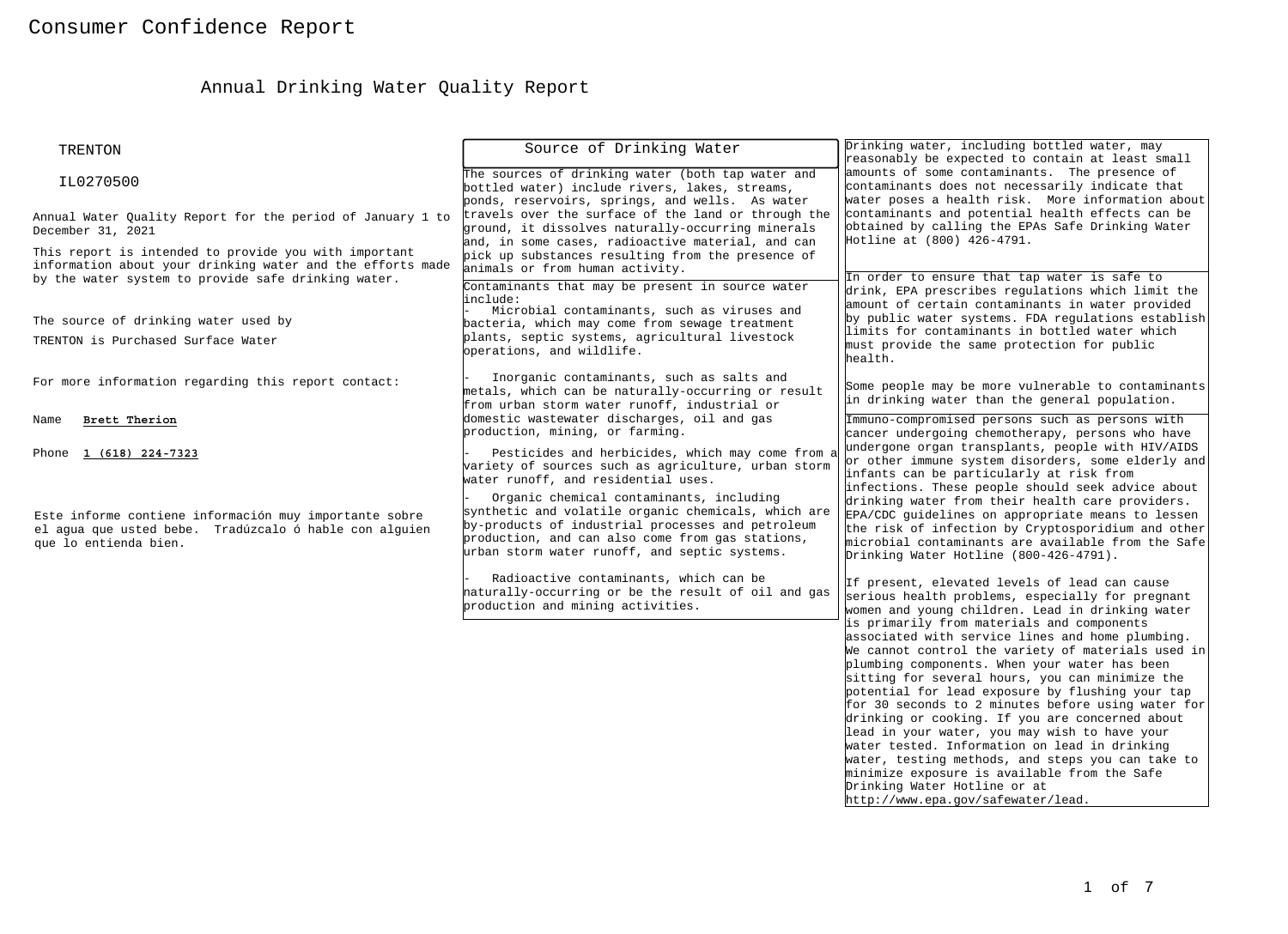# Consumer Confidence Report

## Annual Drinking Water Quality Report

TRENTON

IL0270500

Annual Water Quality Report for the period of January 1 to December 31, 2021

This report is intended to provide you with important information about your drinking water and the efforts made by the water system to provide safe drinking water.

The source of drinking water used by TRENTON is Purchased Surface Water

For more information regarding this report contact:

Name **Brett Therion**

Phone **1 (618) 224-7323**

Este informe contiene información muy importante sobre el agua que usted bebe. Tradúzcalo ó hable con alguien que lo entienda bien.

### Source of Drinking Water

The sources of drinking water (both tap water and bottled water) include rivers, lakes, streams, ponds, reservoirs, springs, and wells. As water travels over the surface of the land or through the ground, it dissolves naturally-occurring minerals and, in some cases, radioactive material, and can pick up substances resulting from the presence of animals or from human activity.

Contaminants that may be present in source water include:

- Microbial contaminants, such as viruses and bacteria, which may come from sewage treatment plants, septic systems, agricultural livestock operations, and wildlife.
- Inorganic contaminants, such as salts and metals, which can be naturally-occurring or result from urban storm water runoff, industrial or domestic wastewater discharges, oil and gas production, mining, or farming.
- Pesticides and herbicides, which may come from a variety of sources such as agriculture, urban storm water runoff, and residential uses.
- Organic chemical contaminants, including synthetic and volatile organic chemicals, which are by-products of industrial processes and petroleum production, and can also come from gas stations, urban storm water runoff, and septic systems.
- Radioactive contaminants, which can be naturally-occurring or be the result of oil and gas production and mining activities.

Drinking water, including bottled water, may reasonably be expected to contain at least small amounts of some contaminants. The presence of contaminants does not necessarily indicate that water poses a health risk. More information about contaminants and potential health effects can be obtained by calling the EPAs Safe Drinking Water Hotline at (800) 426-4791.

In order to ensure that tap water is safe to drink, EPA prescribes regulations which limit the amount of certain contaminants in water provided by public water systems. FDA regulations establish limits for contaminants in bottled water which must provide the same protection for public health.

Some people may be more vulnerable to contaminants in drinking water than the general population.

Immuno-compromised persons such as persons with cancer undergoing chemotherapy, persons who have undergone organ transplants, people with HIV/AIDS or other immune system disorders, some elderly and infants can be particularly at risk from infections. These people should seek advice about drinking water from their health care providers. EPA/CDC guidelines on appropriate means to lessen the risk of infection by Cryptosporidium and other microbial contaminants are available from the Safe Drinking Water Hotline (800-426-4791).

If present, elevated levels of lead can cause serious health problems, especially for pregnant women and young children. Lead in drinking water is primarily from materials and components associated with service lines and home plumbing. We cannot control the variety of materials used in plumbing components. When your water has been sitting for several hours, you can minimize the potential for lead exposure by flushing your tap for 30 seconds to 2 minutes before using water for drinking or cooking. If you are concerned about lead in your water, you may wish to have your water tested. Information on lead in drinking water, testing methods, and steps you can take to minimize exposure is available from the Safe Drinking Water Hotline or at http://www.epa.gov/safewater/lead.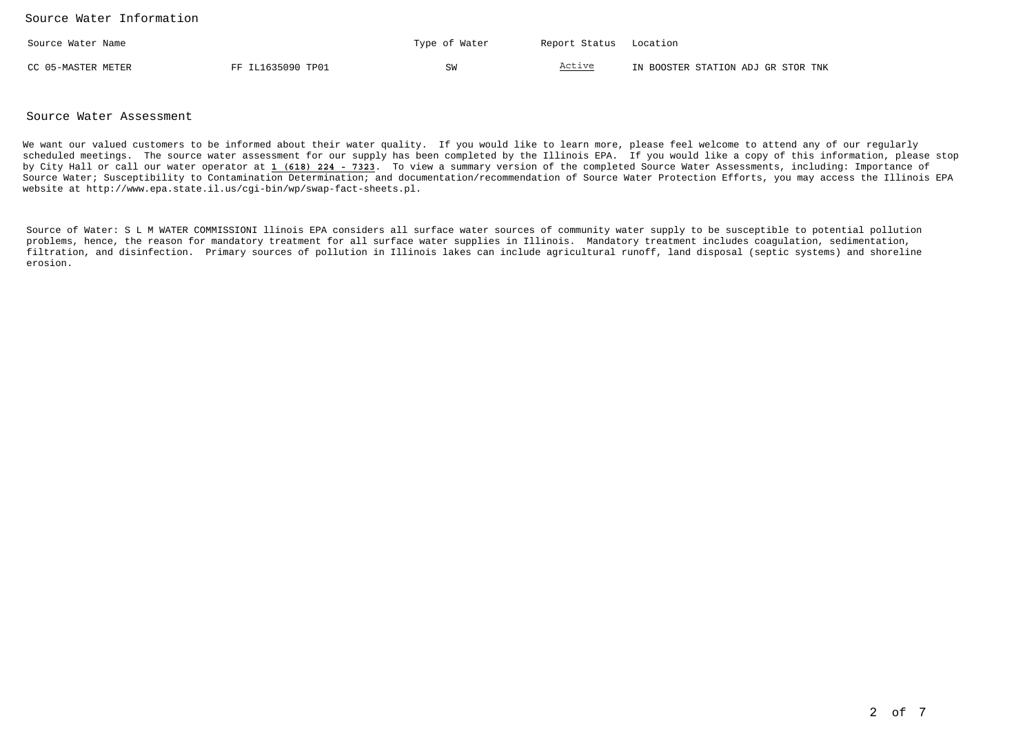## Source Water Information

| Source Water Name | | Type of Water | Report Status | Location |
|---|---|---|---|---|
| CC 05-MASTER METER | FF IL1635090 TP01 | SW | Active | IN BOOSTER STATION ADJ GR STOR TNK |

## Source Water Assessment

We want our valued customers to be informed about their water quality. If you would like to learn more, please feel welcome to attend any of our regularly scheduled meetings. The source water assessment for our supply has been completed by the Illinois EPA. If you would like a copy of this information, please stop by City Hall or call our water operator at **1 (618) 224 - 7323**. To view a summary version of the completed Source Water Assessments, including: Importance of Source Water; Susceptibility to Contamination Determination; and documentation/recommendation of Source Water Protection Efforts, you may access the Illinois EPA website at http://www.epa.state.il.us/cgi-bin/wp/swap-fact-sheets.pl.

Source of Water: S L M WATER COMMISSIONI llinois EPA considers all surface water sources of community water supply to be susceptible to potential pollution problems, hence, the reason for mandatory treatment for all surface water supplies in Illinois. Mandatory treatment includes coagulation, sedimentation, filtration, and disinfection. Primary sources of pollution in Illinois lakes can include agricultural runoff, land disposal (septic systems) and shoreline erosion.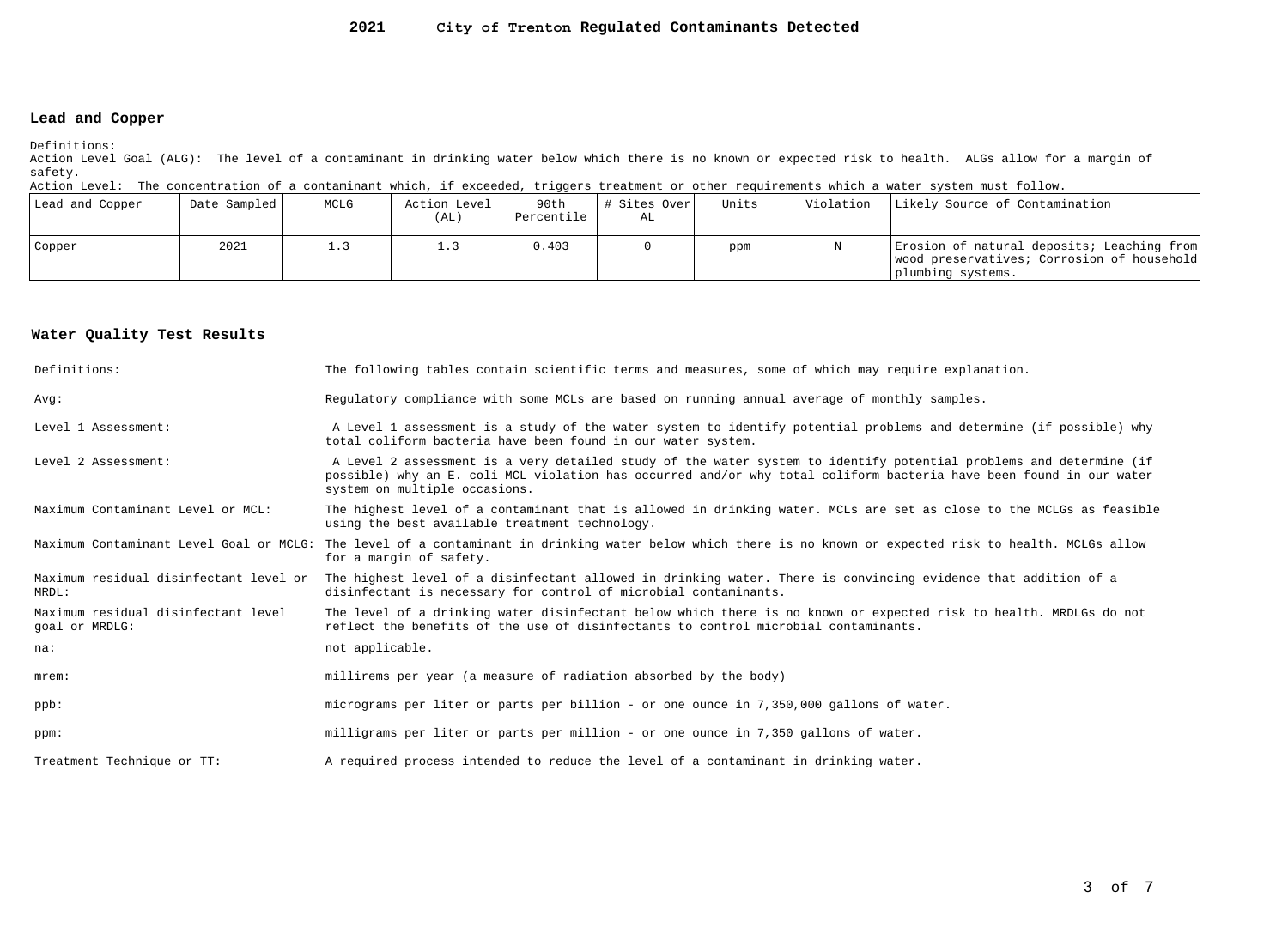# 2021 City of Trenton Regulated Contaminants Detected

## Lead and Copper

Definitions:
Action Level Goal (ALG): The level of a contaminant in drinking water below which there is no known or expected risk to health. ALGs allow for a margin of safety.
Action Level: The concentration of a contaminant which, if exceeded, triggers treatment or other requirements which a water system must follow.

| Lead and Copper | Date Sampled | MCLG | Action Level (AL) | 90th Percentile | # Sites Over AL | Units | Violation | Likely Source of Contamination |
|---|---|---|---|---|---|---|---|---|
| Copper | 2021 | 1.3 | 1.3 | 0.403 | 0 | ppm | N | Erosion of natural deposits; Leaching from wood preservatives; Corrosion of household plumbing systems. |

## Water Quality Test Results

| | |
|---|---|
| Definitions: | The following tables contain scientific terms and measures, some of which may require explanation. |
| Avg: | Regulatory compliance with some MCLs are based on running annual average of monthly samples. |
| Level 1 Assessment: | A Level 1 assessment is a study of the water system to identify potential problems and determine (if possible) why total coliform bacteria have been found in our water system. |
| Level 2 Assessment: | A Level 2 assessment is a very detailed study of the water system to identify potential problems and determine (if possible) why an E. coli MCL violation has occurred and/or why total coliform bacteria have been found in our water system on multiple occasions. |
| Maximum Contaminant Level or MCL: | The highest level of a contaminant that is allowed in drinking water. MCLs are set as close to the MCLGs as feasible using the best available treatment technology. |
| Maximum Contaminant Level Goal or MCLG: | The level of a contaminant in drinking water below which there is no known or expected risk to health. MCLGs allow for a margin of safety. |
| Maximum residual disinfectant level or MRDL: | The highest level of a disinfectant allowed in drinking water. There is convincing evidence that addition of a disinfectant is necessary for control of microbial contaminants. |
| Maximum residual disinfectant level goal or MRDLG: | The level of a drinking water disinfectant below which there is no known or expected risk to health. MRDLGs do not reflect the benefits of the use of disinfectants to control microbial contaminants. |
| na: | not applicable. |
| mrem: | millirems per year (a measure of radiation absorbed by the body) |
| ppb: | micrograms per liter or parts per billion - or one ounce in 7,350,000 gallons of water. |
| ppm: | milligrams per liter or parts per million - or one ounce in 7,350 gallons of water. |
| Treatment Technique or TT: | A required process intended to reduce the level of a contaminant in drinking water. |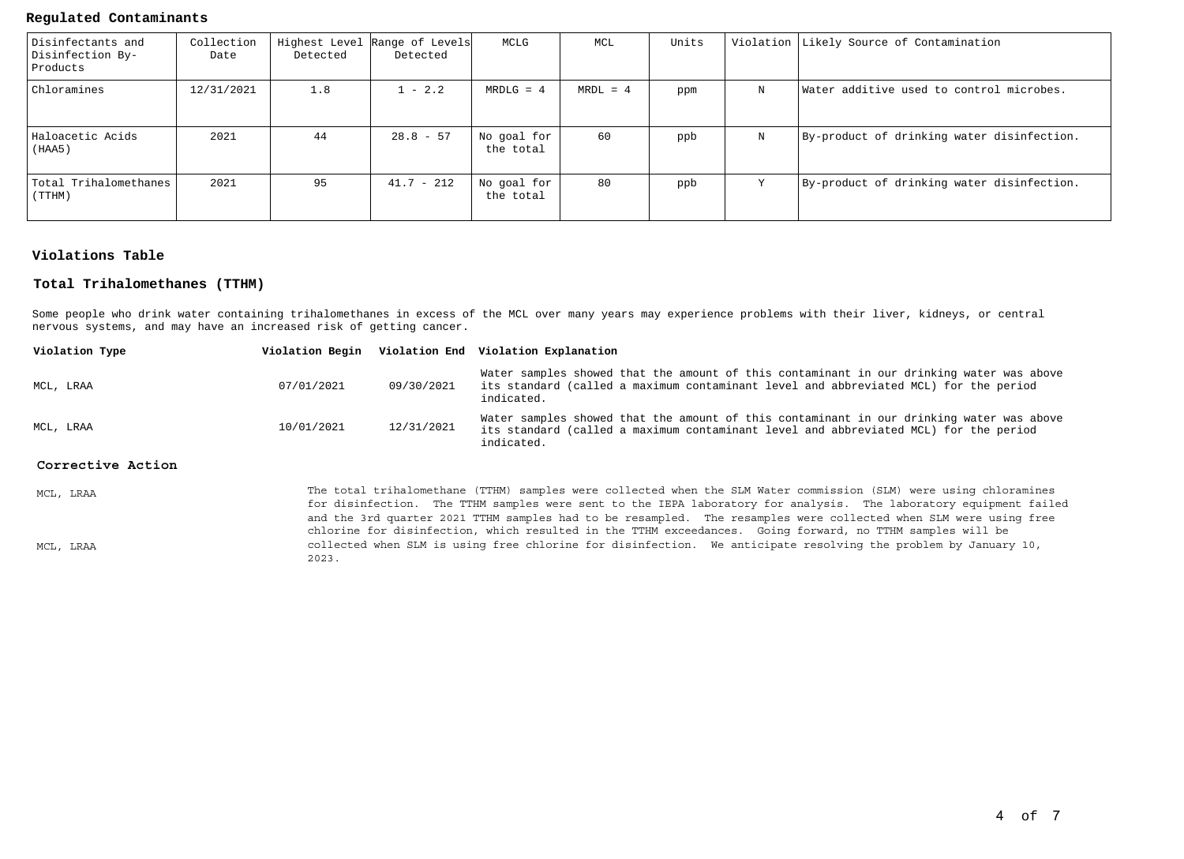### Regulated Contaminants

| Disinfectants and Disinfection By-Products | Collection Date | Highest Level Detected | Range of Levels Detected | MCLG | MCL | Units | Violation | Likely Source of Contamination |
|---|---|---|---|---|---|---|---|---|
| Chloramines | 12/31/2021 | 1.8 | 1 - 2.2 | MRDLG = 4 | MRDL = 4 | ppm | N | Water additive used to control microbes. |
| Haloacetic Acids (HAA5) | 2021 | 44 | 28.8 - 57 | No goal for the total | 60 | ppb | N | By-product of drinking water disinfection. |
| Total Trihalomethanes (TTHM) | 2021 | 95 | 41.7 - 212 | No goal for the total | 80 | ppb | Y | By-product of drinking water disinfection. |

### Violations Table

### Total Trihalomethanes (TTHM)

Some people who drink water containing trihalomethanes in excess of the MCL over many years may experience problems with their liver, kidneys, or central nervous systems, and may have an increased risk of getting cancer.

| Violation Type | Violation Begin | Violation End | Violation Explanation |
|---|---|---|---|
| MCL, LRAA | 07/01/2021 | 09/30/2021 | Water samples showed that the amount of this contaminant in our drinking water was above its standard (called a maximum contaminant level and abbreviated MCL) for the period indicated. |
| MCL, LRAA | 10/01/2021 | 12/31/2021 | Water samples showed that the amount of this contaminant in our drinking water was above its standard (called a maximum contaminant level and abbreviated MCL) for the period indicated. |

#### Corrective Action

| | |
|---|---|
| MCL, LRAA<br>MCL, LRAA | The total trihalomethane (TTHM) samples were collected when the SLM Water commission (SLM) were using chloramines for disinfection. The TTHM samples were sent to the IEPA laboratory for analysis. The laboratory equipment failed and the 3rd quarter 2021 TTHM samples had to be resampled. The resamples were collected when SLM were using free chlorine for disinfection, which resulted in the TTHM exceedances. Going forward, no TTHM samples will be collected when SLM is using free chlorine for disinfection. We anticipate resolving the problem by January 10, 2023. |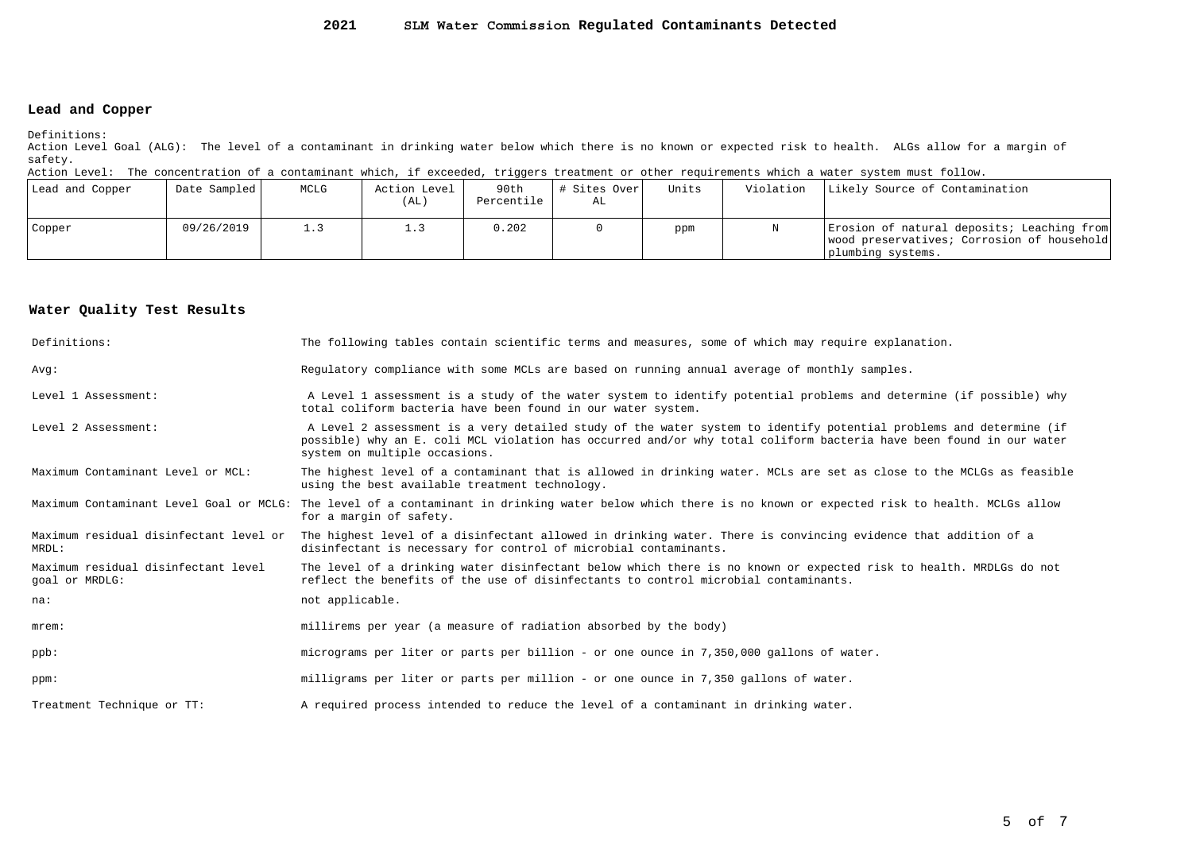# 2021 SLM Water Commission Regulated Contaminants Detected

## Lead and Copper

Definitions:
Action Level Goal (ALG): The level of a contaminant in drinking water below which there is no known or expected risk to health. ALGs allow for a margin of safety.
Action Level: The concentration of a contaminant which, if exceeded, triggers treatment or other requirements which a water system must follow.

| Lead and Copper | Date Sampled | MCLG | Action Level (AL) | 90th Percentile | # Sites Over AL | Units | Violation | Likely Source of Contamination |
|---|---|---|---|---|---|---|---|---|
| Copper | 09/26/2019 | 1.3 | 1.3 | 0.202 | 0 | ppm | N | Erosion of natural deposits; Leaching from wood preservatives; Corrosion of household plumbing systems. |

## Water Quality Test Results

| | |
|---|---|
| Definitions: | The following tables contain scientific terms and measures, some of which may require explanation. |
| Avg: | Regulatory compliance with some MCLs are based on running annual average of monthly samples. |
| Level 1 Assessment: | A Level 1 assessment is a study of the water system to identify potential problems and determine (if possible) why total coliform bacteria have been found in our water system. |
| Level 2 Assessment: | A Level 2 assessment is a very detailed study of the water system to identify potential problems and determine (if possible) why an E. coli MCL violation has occurred and/or why total coliform bacteria have been found in our water system on multiple occasions. |
| Maximum Contaminant Level or MCL: | The highest level of a contaminant that is allowed in drinking water. MCLs are set as close to the MCLGs as feasible using the best available treatment technology. |
| Maximum Contaminant Level Goal or MCLG: | The level of a contaminant in drinking water below which there is no known or expected risk to health. MCLGs allow for a margin of safety. |
| Maximum residual disinfectant level or MRDL: | The highest level of a disinfectant allowed in drinking water. There is convincing evidence that addition of a disinfectant is necessary for control of microbial contaminants. |
| Maximum residual disinfectant level goal or MRDLG: | The level of a drinking water disinfectant below which there is no known or expected risk to health. MRDLGs do not reflect the benefits of the use of disinfectants to control microbial contaminants. |
| na: | not applicable. |
| mrem: | millirems per year (a measure of radiation absorbed by the body) |
| ppb: | micrograms per liter or parts per billion - or one ounce in 7,350,000 gallons of water. |
| ppm: | milligrams per liter or parts per million - or one ounce in 7,350 gallons of water. |
| Treatment Technique or TT: | A required process intended to reduce the level of a contaminant in drinking water. |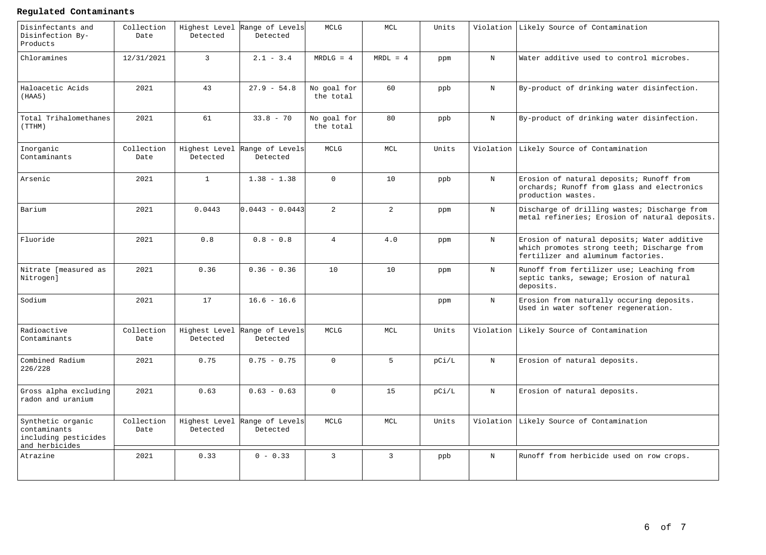**Regulated Contaminants**

| Disinfectants and Disinfection By-Products | Collection Date | Highest Level Detected | Range of Levels Detected | MCLG | MCL | Units | Violation | Likely Source of Contamination |
|---|---|---|---|---|---|---|---|---|
| Chloramines | 12/31/2021 | 3 | 2.1 - 3.4 | MRDLG = 4 | MRDL = 4 | ppm | N | Water additive used to control microbes. |
| Haloacetic Acids (HAA5) | 2021 | 43 | 27.9 - 54.8 | No goal for the total | 60 | ppb | N | By-product of drinking water disinfection. |
| Total Trihalomethanes (TTHM) | 2021 | 61 | 33.8 - 70 | No goal for the total | 80 | ppb | N | By-product of drinking water disinfection. |
| Inorganic Contaminants | Collection Date | Highest Level Detected | Range of Levels Detected | MCLG | MCL | Units | Violation | Likely Source of Contamination |
| Arsenic | 2021 | 1 | 1.38 - 1.38 | 0 | 10 | ppb | N | Erosion of natural deposits; Runoff from orchards; Runoff from glass and electronics production wastes. |
| Barium | 2021 | 0.0443 | 0.0443 - 0.0443 | 2 | 2 | ppm | N | Discharge of drilling wastes; Discharge from metal refineries; Erosion of natural deposits. |
| Fluoride | 2021 | 0.8 | 0.8 - 0.8 | 4 | 4.0 | ppm | N | Erosion of natural deposits; Water additive which promotes strong teeth; Discharge from fertilizer and aluminum factories. |
| Nitrate [measured as Nitrogen] | 2021 | 0.36 | 0.36 - 0.36 | 10 | 10 | ppm | N | Runoff from fertilizer use; Leaching from septic tanks, sewage; Erosion of natural deposits. |
| Sodium | 2021 | 17 | 16.6 - 16.6 | | | ppm | N | Erosion from naturally occuring deposits. Used in water softener regeneration. |
| Radioactive Contaminants | Collection Date | Highest Level Detected | Range of Levels Detected | MCLG | MCL | Units | Violation | Likely Source of Contamination |
| Combined Radium 226/228 | 2021 | 0.75 | 0.75 - 0.75 | 0 | 5 | pCi/L | N | Erosion of natural deposits. |
| Gross alpha excluding radon and uranium | 2021 | 0.63 | 0.63 - 0.63 | 0 | 15 | pCi/L | N | Erosion of natural deposits. |
| Synthetic organic contaminants including pesticides and herbicides | Collection Date | Highest Level Detected | Range of Levels Detected | MCLG | MCL | Units | Violation | Likely Source of Contamination |
| Atrazine | 2021 | 0.33 | 0 - 0.33 | 3 | 3 | ppb | N | Runoff from herbicide used on row crops. |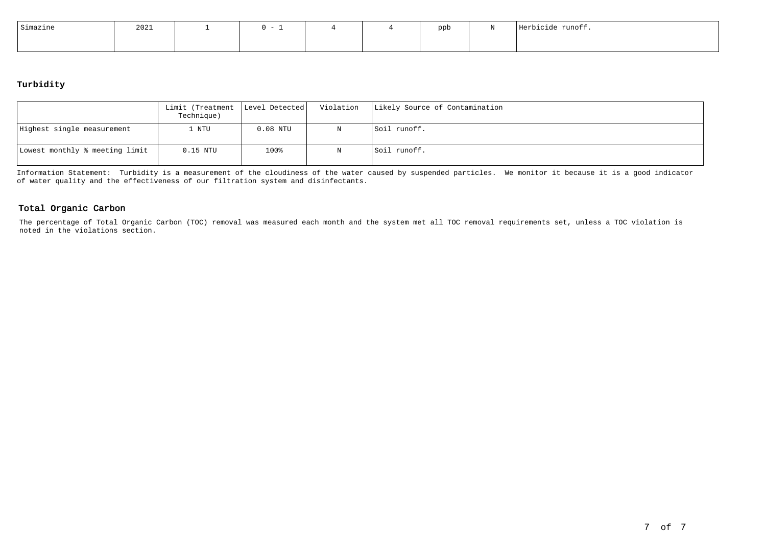| | | | | | | | | |
|---|---|---|---|---|---|---|---|---|
| Simazine | 2021 | 1 | 0 - 1 | 4 | 4 | ppb | N | Herbicide runoff. |

## Turbidity

| | Limit (Treatment Technique) | Level Detected | Violation | Likely Source of Contamination |
|---|---|---|---|---|
| Highest single measurement | 1 NTU | 0.08 NTU | N | Soil runoff. |
| Lowest monthly % meeting limit | 0.15 NTU | 100% | N | Soil runoff. |

Information Statement: Turbidity is a measurement of the cloudiness of the water caused by suspended particles. We monitor it because it is a good indicator of water quality and the effectiveness of our filtration system and disinfectants.

## Total Organic Carbon

The percentage of Total Organic Carbon (TOC) removal was measured each month and the system met all TOC removal requirements set, unless a TOC violation is noted in the violations section.